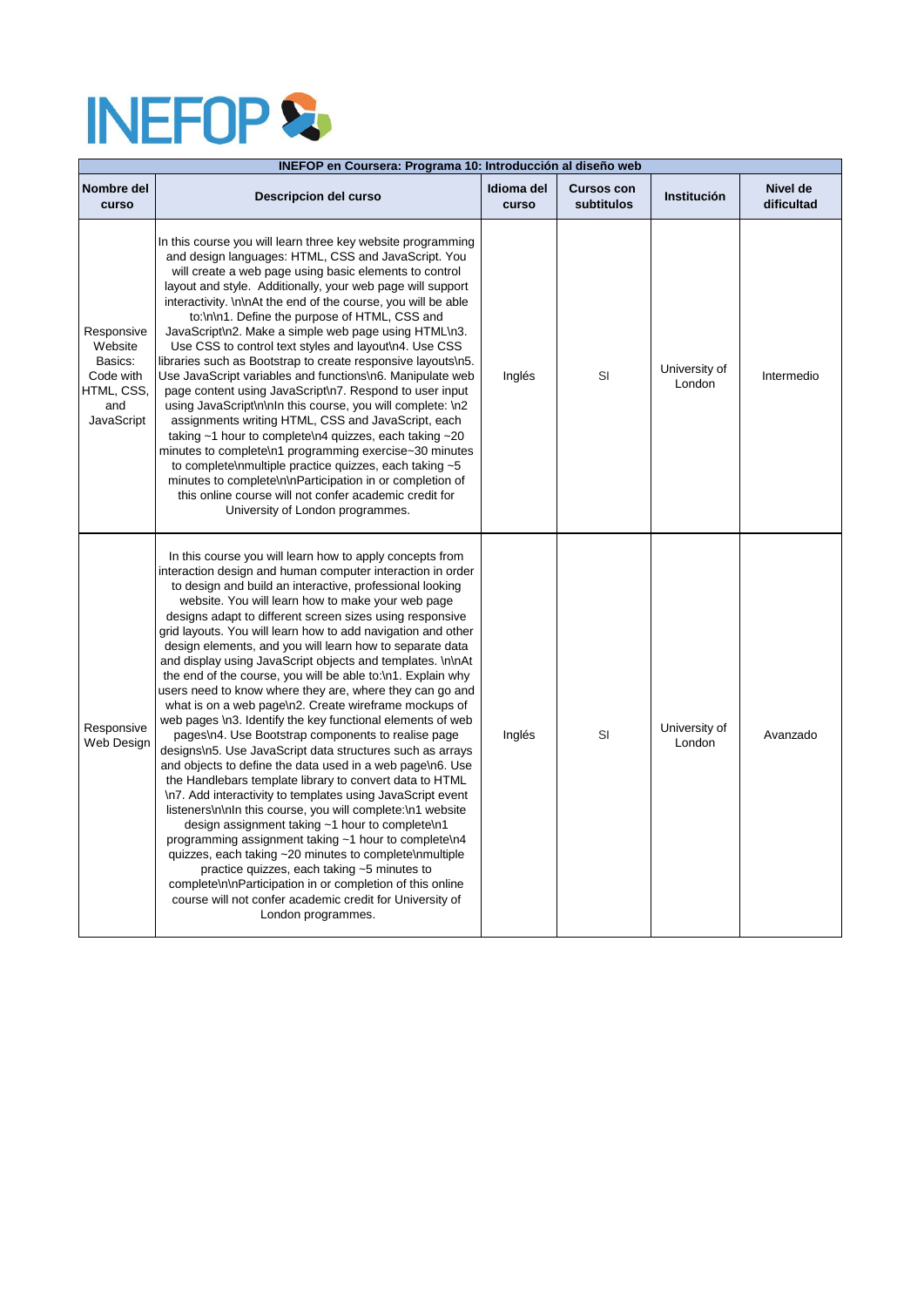INEFOP

| INEFOP en Coursera: Programa 10: Introducción al diseño web | | | | | |
|---|---|---|---|---|---|
| **Nombre del curso** | **Descripcion del curso** | **Idioma del curso** | **Cursos con subtitulos** | **Institución** | **Nivel de dificultad** |
| Responsive Website Basics: Code with HTML, CSS, and JavaScript | In this course you will learn three key website programming and design languages: HTML, CSS and JavaScript. You will create a web page using basic elements to control layout and style. Additionally, your web page will support interactivity. \n\nAt the end of the course, you will be able to:\n\n1. Define the purpose of HTML, CSS and JavaScript\n2. Make a simple web page using HTML\n3. Use CSS to control text styles and layout\n4. Use CSS libraries such as Bootstrap to create responsive layouts\n5. Use JavaScript variables and functions\n6. Manipulate web page content using JavaScript\n7. Respond to user input using JavaScript\n\nIn this course, you will complete: \n2 assignments writing HTML, CSS and JavaScript, each taking ~1 hour to complete\n4 quizzes, each taking ~20 minutes to complete\n1 programming exercise~30 minutes to complete\nmultiple practice quizzes, each taking ~5 minutes to complete\n\nParticipation in or completion of this online course will not confer academic credit for University of London programmes. | Inglés | SI | University of London | Intermedio |
| Responsive Web Design | In this course you will learn how to apply concepts from interaction design and human computer interaction in order to design and build an interactive, professional looking website. You will learn how to make your web page designs adapt to different screen sizes using responsive grid layouts. You will learn how to add navigation and other design elements, and you will learn how to separate data and display using JavaScript objects and templates. \n\nAt the end of the course, you will be able to:\n1. Explain why users need to know where they are, where they can go and what is on a web page\n2. Create wireframe mockups of web pages \n3. Identify the key functional elements of web pages\n4. Use Bootstrap components to realise page designs\n5. Use JavaScript data structures such as arrays and objects to define the data used in a web page\n6. Use the Handlebars template library to convert data to HTML \n7. Add interactivity to templates using JavaScript event listeners\n\nIn this course, you will complete:\n1 website design assignment taking ~1 hour to complete\n1 programming assignment taking ~1 hour to complete\n4 quizzes, each taking ~20 minutes to complete\nmultiple practice quizzes, each taking ~5 minutes to complete\n\nParticipation in or completion of this online course will not confer academic credit for University of London programmes. | Inglés | SI | University of London | Avanzado |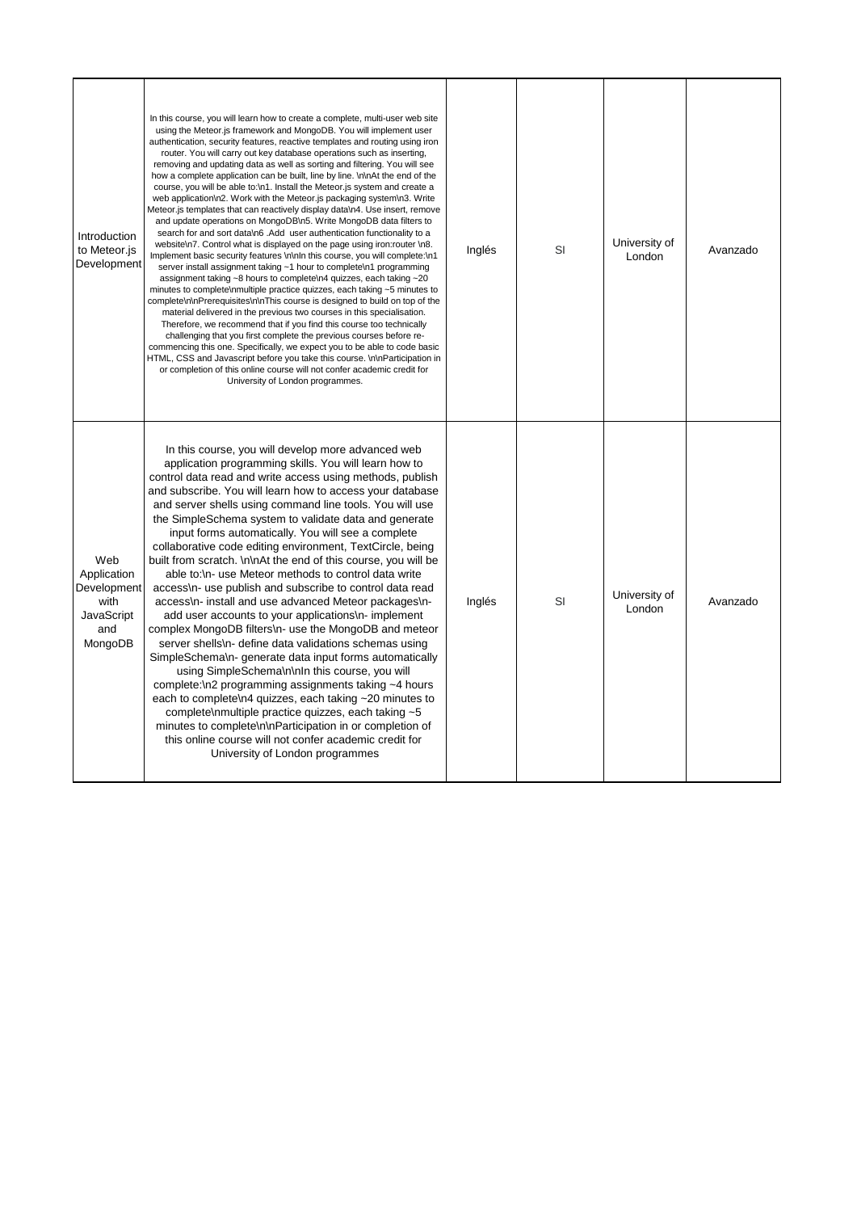| | | | | | |
|---|---|---|---|---|---|
| Introduction to Meteor.js Development | In this course, you will learn how to create a complete, multi-user web site using the Meteor.js framework and MongoDB. You will implement user authentication, security features, reactive templates and routing using iron router. You will carry out key database operations such as inserting, removing and updating data as well as sorting and filtering. You will see how a complete application can be built, line by line. \n\nAt the end of the course, you will be able to:\n1. Install the Meteor.js system and create a web application\n2. Work with the Meteor.js packaging system\n3. Write Meteor.js templates that can reactively display data\n4. Use insert, remove and update operations on MongoDB\n5. Write MongoDB data filters to search for and sort data\n6 .Add user authentication functionality to a website\n7. Control what is displayed on the page using iron:router \n8. Implement basic security features \n\nIn this course, you will complete:\n1 server install assignment taking ~1 hour to complete\n1 programming assignment taking ~8 hours to complete\n4 quizzes, each taking ~20 minutes to complete\nmultiple practice quizzes, each taking ~5 minutes to complete\n\nPrerequisites\n\nThis course is designed to build on top of the material delivered in the previous two courses in this specialisation. Therefore, we recommend that if you find this course too technically challenging that you first complete the previous courses before re-commencing this one. Specifically, we expect you to be able to code basic HTML, CSS and Javascript before you take this course. \n\nParticipation in or completion of this online course will not confer academic credit for University of London programmes. | Inglés | SI | University of London | Avanzado |
| Web Application Development with JavaScript and MongoDB | In this course, you will develop more advanced web application programming skills. You will learn how to control data read and write access using methods, publish and subscribe. You will learn how to access your database and server shells using command line tools. You will use the SimpleSchema system to validate data and generate input forms automatically. You will see a complete collaborative code editing environment, TextCircle, being built from scratch. \n\nAt the end of this course, you will be able to:\n- use Meteor methods to control data write access\n- use publish and subscribe to control data read access\n- install and use advanced Meteor packages\n- add user accounts to your applications\n- implement complex MongoDB filters\n- use the MongoDB and meteor server shells\n- define data validations schemas using SimpleSchema\n- generate data input forms automatically using SimpleSchema\n\nIn this course, you will complete:\n2 programming assignments taking ~4 hours each to complete\n4 quizzes, each taking ~20 minutes to complete\nmultiple practice quizzes, each taking ~5 minutes to complete\n\nParticipation in or completion of this online course will not confer academic credit for University of London programmes | Inglés | SI | University of London | Avanzado |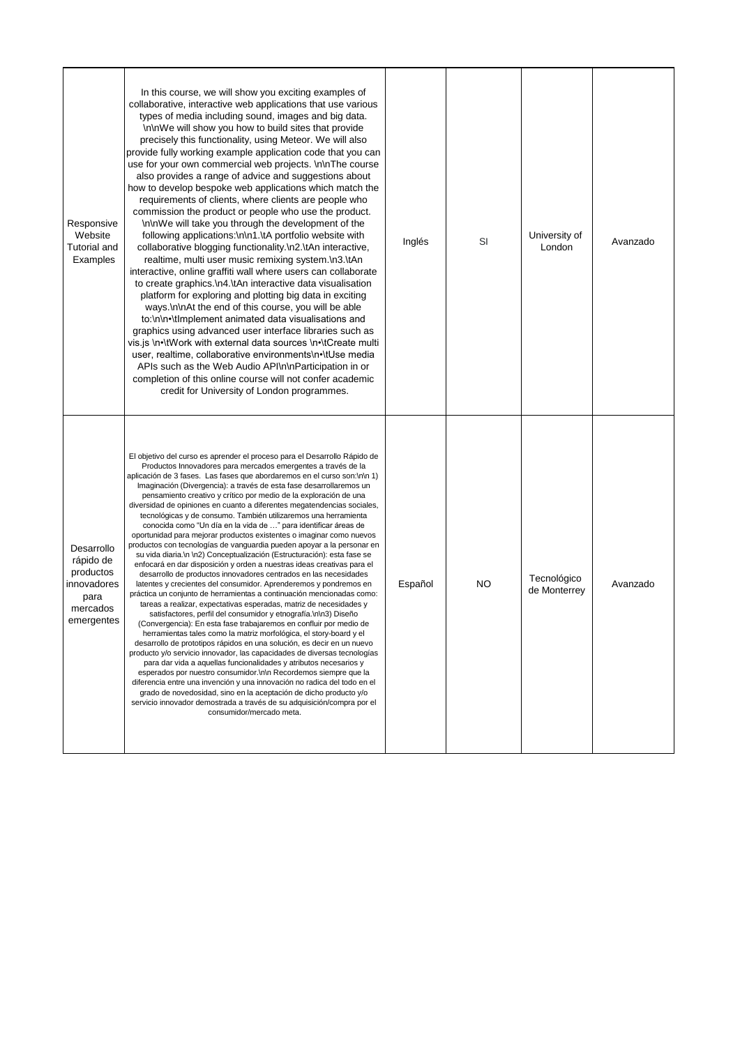| | | | | | |
|---|---|---|---|---|---|
| Responsive Website Tutorial and Examples | In this course, we will show you exciting examples of collaborative, interactive web applications that use various types of media including sound, images and big data. \n\nWe will show you how to build sites that provide precisely this functionality, using Meteor. We will also provide fully working example application code that you can use for your own commercial web projects. \n\nThe course also provides a range of advice and suggestions about how to develop bespoke web applications which match the requirements of clients, where clients are people who commission the product or people who use the product. \n\nWe will take you through the development of the following applications:\n\n1.\tA portfolio website with collaborative blogging functionality.\n2.\tAn interactive, realtime, multi user music remixing system.\n3.\tAn interactive, online graffiti wall where users can collaborate to create graphics.\n4.\tAn interactive data visualisation platform for exploring and plotting big data in exciting ways.\n\nAt the end of this course, you will be able to:\n\n•\tImplement animated data visualisations and graphics using advanced user interface libraries such as vis.js \n•\tWork with external data sources \n•\tCreate multi user, realtime, collaborative environments\n•\tUse media APIs such as the Web Audio API\n\nParticipation in or completion of this online course will not confer academic credit for University of London programmes. | Inglés | SI | University of London | Avanzado |
| Desarrollo rápido de productos innovadores para mercados emergentes | El objetivo del curso es aprender el proceso para el Desarrollo Rápido de Productos Innovadores para mercados emergentes a través de la aplicación de 3 fases. Las fases que abordaremos en el curso son:\n\n 1) Imaginación (Divergencia): a través de esta fase desarrollaremos un pensamiento creativo y crítico por medio de la exploración de una diversidad de opiniones en cuanto a diferentes megatendencias sociales, tecnológicas y de consumo. También utilizaremos una herramienta conocida como "Un día en la vida de …" para identificar áreas de oportunidad para mejorar productos existentes o imaginar como nuevos productos con tecnologías de vanguardia pueden apoyar a la personar en su vida diaria.\n \n2) Conceptualización (Estructuración): esta fase se enfocará en dar disposición y orden a nuestras ideas creativas para el desarrollo de productos innovadores centrados en las necesidades latentes y crecientes del consumidor. Aprenderemos y pondremos en práctica un conjunto de herramientas a continuación mencionadas como: tareas a realizar, expectativas esperadas, matriz de necesidades y satisfactores, perfil del consumidor y etnografía.\n\n3) Diseño (Convergencia): En esta fase trabajaremos en confluir por medio de herramientas tales como la matriz morfológica, el story-board y el desarrollo de prototipos rápidos en una solución, es decir en un nuevo producto y/o servicio innovador, las capacidades de diversas tecnologías para dar vida a aquellas funcionalidades y atributos necesarios y esperados por nuestro consumidor.\n\n Recordemos siempre que la diferencia entre una invención y una innovación no radica del todo en el grado de novedosidad, sino en la aceptación de dicho producto y/o servicio innovador demostrada a través de su adquisición/compra por el consumidor/mercado meta. | Español | NO | Tecnológico de Monterrey | Avanzado |